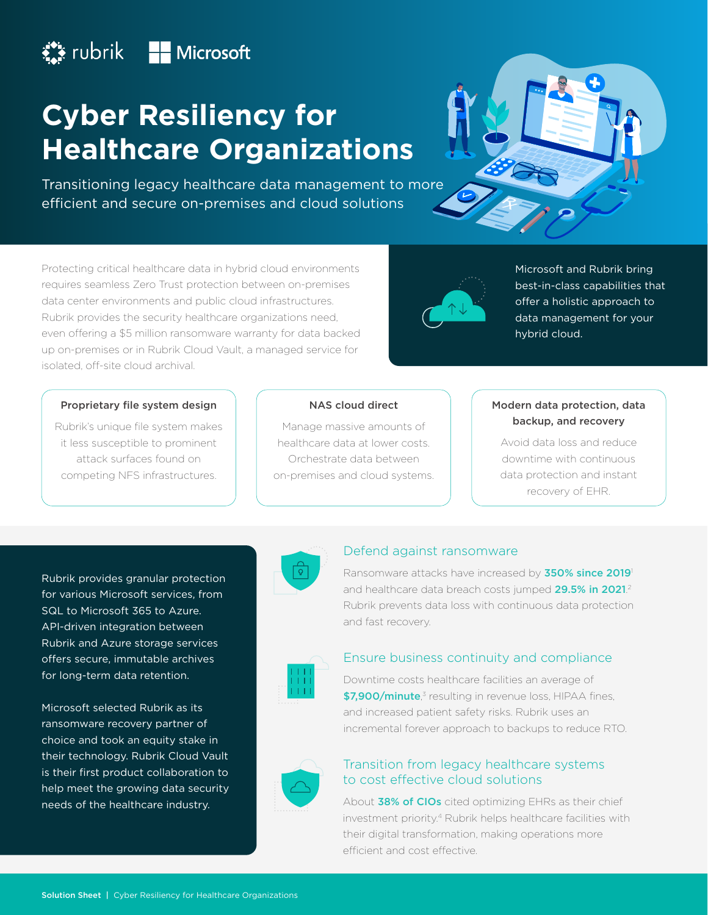rubrik | Microsoft

# Cyber Resiliency for Healthcare Organizations

Transitioning legacy healthcare data management to more efficient and secure on-premises and cloud solutions

Protecting critical healthcare data in hybrid cloud environments requires seamless Zero Trust protection between on-premises data center environments and public cloud infrastructures. Rubrik provides the security healthcare organizations need, even offering a $5 million ransomware warranty for data backed up on-premises or in Rubrik Cloud Vault, a managed service for isolated, off-site cloud archival.

Microsoft and Rubrik bring best-in-class capabilities that offer a holistic approach to data management for your hybrid cloud.

### Proprietary file system design

Rubrik's unique file system makes it less susceptible to prominent attack surfaces found on competing NFS infrastructures.

### NAS cloud direct

Manage massive amounts of healthcare data at lower costs. Orchestrate data between on-premises and cloud systems.

### Modern data protection, data backup, and recovery

Avoid data loss and reduce downtime with continuous data protection and instant recovery of EHR.

Rubrik provides granular protection for various Microsoft services, from SQL to Microsoft 365 to Azure. API-driven integration between Rubrik and Azure storage services offers secure, immutable archives for long-term data retention.

Microsoft selected Rubrik as its ransomware recovery partner of choice and took an equity stake in their technology. Rubrik Cloud Vault is their first product collaboration to help meet the growing data security needs of the healthcare industry.

## Defend against ransomware

Ransomware attacks have increased by **350% since 2019**[1] and healthcare data breach costs jumped **29.5% in 2021**.[2] Rubrik prevents data loss with continuous data protection and fast recovery.

## Ensure business continuity and compliance

Downtime costs healthcare facilities an average of **$7,900/minute**,[3] resulting in revenue loss, HIPAA fines, and increased patient safety risks. Rubrik uses an incremental forever approach to backups to reduce RTO.

## Transition from legacy healthcare systems to cost effective cloud solutions

About **38% of CIOs** cited optimizing EHRs as their chief investment priority.[4] Rubrik helps healthcare facilities with their digital transformation, making operations more efficient and cost effective.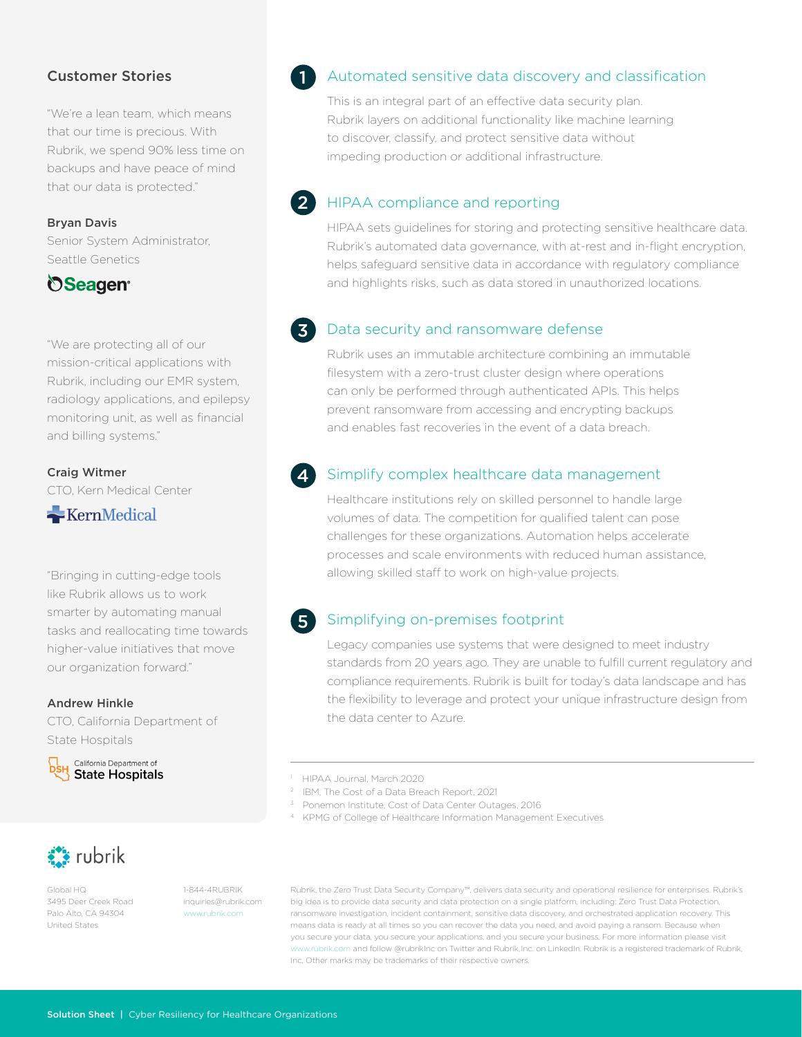## Customer Stories

"We're a lean team, which means that our time is precious. With Rubrik, we spend 90% less time on backups and have peace of mind that our data is protected."

**Bryan Davis**
Senior System Administrator, Seattle Genetics

"We are protecting all of our mission-critical applications with Rubrik, including our EMR system, radiology applications, and epilepsy monitoring unit, as well as financial and billing systems."

**Craig Witmer**
CTO, Kern Medical Center

"Bringing in cutting-edge tools like Rubrik allows us to work smarter by automating manual tasks and reallocating time towards higher-value initiatives that move our organization forward."

**Andrew Hinkle**
CTO, California Department of State Hospitals

### 1 Automated sensitive data discovery and classification

This is an integral part of an effective data security plan. Rubrik layers on additional functionality like machine learning to discover, classify, and protect sensitive data without impeding production or additional infrastructure.

### 2 HIPAA compliance and reporting

HIPAA sets guidelines for storing and protecting sensitive healthcare data. Rubrik's automated data governance, with at-rest and in-flight encryption, helps safeguard sensitive data in accordance with regulatory compliance and highlights risks, such as data stored in unauthorized locations.

### 3 Data security and ransomware defense

Rubrik uses an immutable architecture combining an immutable filesystem with a zero-trust cluster design where operations can only be performed through authenticated APIs. This helps prevent ransomware from accessing and encrypting backups and enables fast recoveries in the event of a data breach.

### 4 Simplify complex healthcare data management

Healthcare institutions rely on skilled personnel to handle large volumes of data. The competition for qualified talent can pose challenges for these organizations. Automation helps accelerate processes and scale environments with reduced human assistance, allowing skilled staff to work on high-value projects.

### 5 Simplifying on-premises footprint

Legacy companies use systems that were designed to meet industry standards from 20 years ago. They are unable to fulfill current regulatory and compliance requirements. Rubrik is built for today's data landscape and has the flexibility to leverage and protect your unique infrastructure design from the data center to Azure.

---

[1] HIPAA Journal, March 2020
[2] IBM, The Cost of a Data Breach Report, 2021
[3] Ponemon Institute, Cost of Data Center Outages, 2016
[4] KPMG of College of Healthcare Information Management Executives

rubrik

Global HQ
3495 Deer Creek Road
Palo Alto, CA 94304
United States

1-844-4RUBRIK
inquiries@rubrik.com
www.rubrik.com

Rubrik, the Zero Trust Data Security Company™, delivers data security and operational resilience for enterprises. Rubrik's big idea is to provide data security and data protection on a single platform, including: Zero Trust Data Protection, ransomware investigation, incident containment, sensitive data discovery, and orchestrated application recovery. This means data is ready at all times so you can recover the data you need, and avoid paying a ransom. Because when you secure your data, you secure your applications, and you secure your business. For more information please visit www.rubrik.com and follow @rubrikInc on Twitter and Rubrik,Inc. on LinkedIn. Rubrik is a registered trademark of Rubrik, Inc. Other marks may be trademarks of their respective owners.